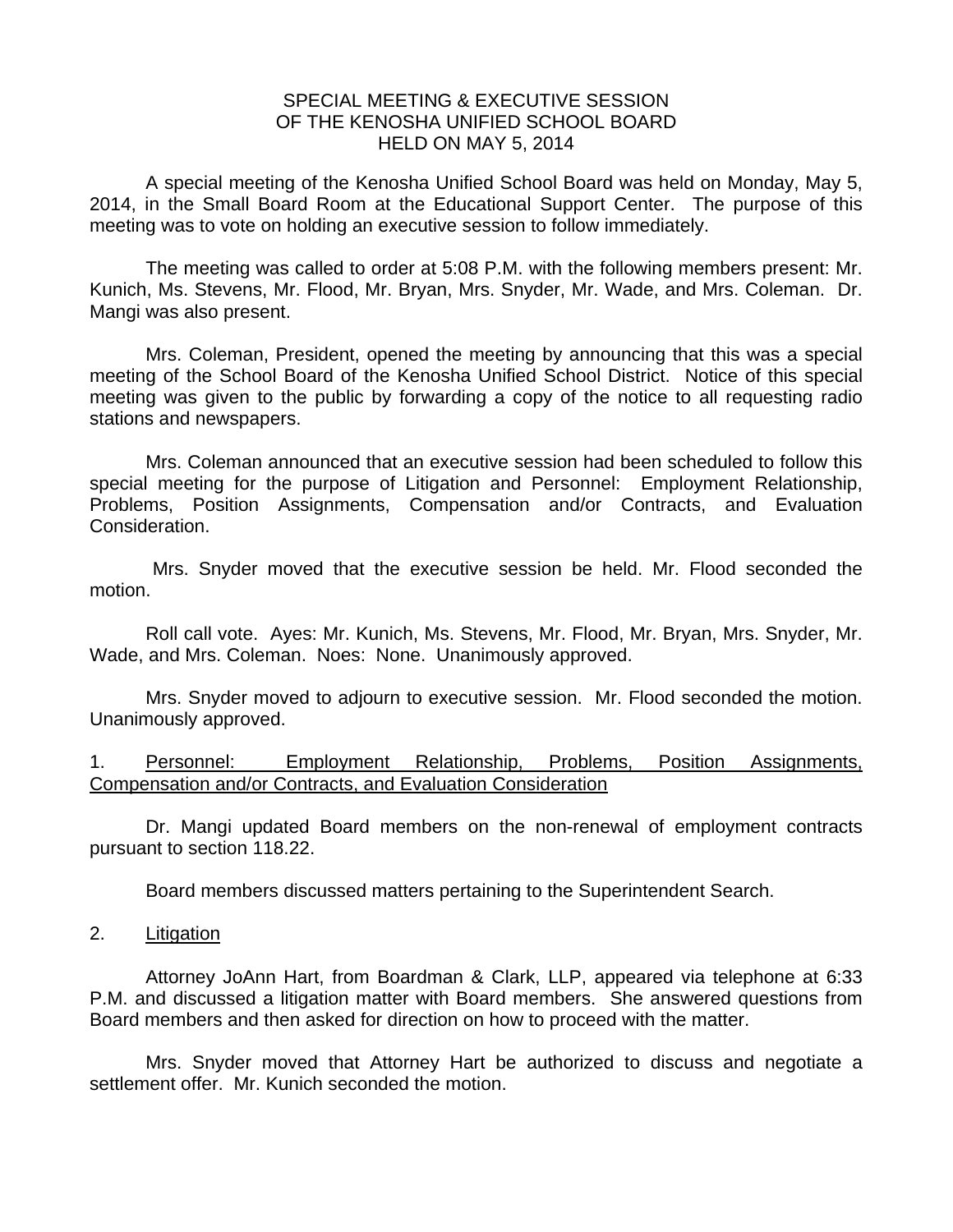SPECIAL MEETING & EXECUTIVE SESSION
OF THE KENOSHA UNIFIED SCHOOL BOARD
HELD ON MAY 5, 2014

A special meeting of the Kenosha Unified School Board was held on Monday, May 5, 2014, in the Small Board Room at the Educational Support Center. The purpose of this meeting was to vote on holding an executive session to follow immediately.

The meeting was called to order at 5:08 P.M. with the following members present: Mr. Kunich, Ms. Stevens, Mr. Flood, Mr. Bryan, Mrs. Snyder, Mr. Wade, and Mrs. Coleman. Dr. Mangi was also present.

Mrs. Coleman, President, opened the meeting by announcing that this was a special meeting of the School Board of the Kenosha Unified School District. Notice of this special meeting was given to the public by forwarding a copy of the notice to all requesting radio stations and newspapers.

Mrs. Coleman announced that an executive session had been scheduled to follow this special meeting for the purpose of Litigation and Personnel: Employment Relationship, Problems, Position Assignments, Compensation and/or Contracts, and Evaluation Consideration.

Mrs. Snyder moved that the executive session be held. Mr. Flood seconded the motion.

Roll call vote. Ayes: Mr. Kunich, Ms. Stevens, Mr. Flood, Mr. Bryan, Mrs. Snyder, Mr. Wade, and Mrs. Coleman. Noes: None. Unanimously approved.

Mrs. Snyder moved to adjourn to executive session. Mr. Flood seconded the motion. Unanimously approved.

1. <u>Personnel: Employment Relationship, Problems, Position Assignments, Compensation and/or Contracts, and Evaluation Consideration</u>

Dr. Mangi updated Board members on the non-renewal of employment contracts pursuant to section 118.22.

Board members discussed matters pertaining to the Superintendent Search.

2. <u>Litigation</u>

Attorney JoAnn Hart, from Boardman & Clark, LLP, appeared via telephone at 6:33 P.M. and discussed a litigation matter with Board members. She answered questions from Board members and then asked for direction on how to proceed with the matter.

Mrs. Snyder moved that Attorney Hart be authorized to discuss and negotiate a settlement offer. Mr. Kunich seconded the motion.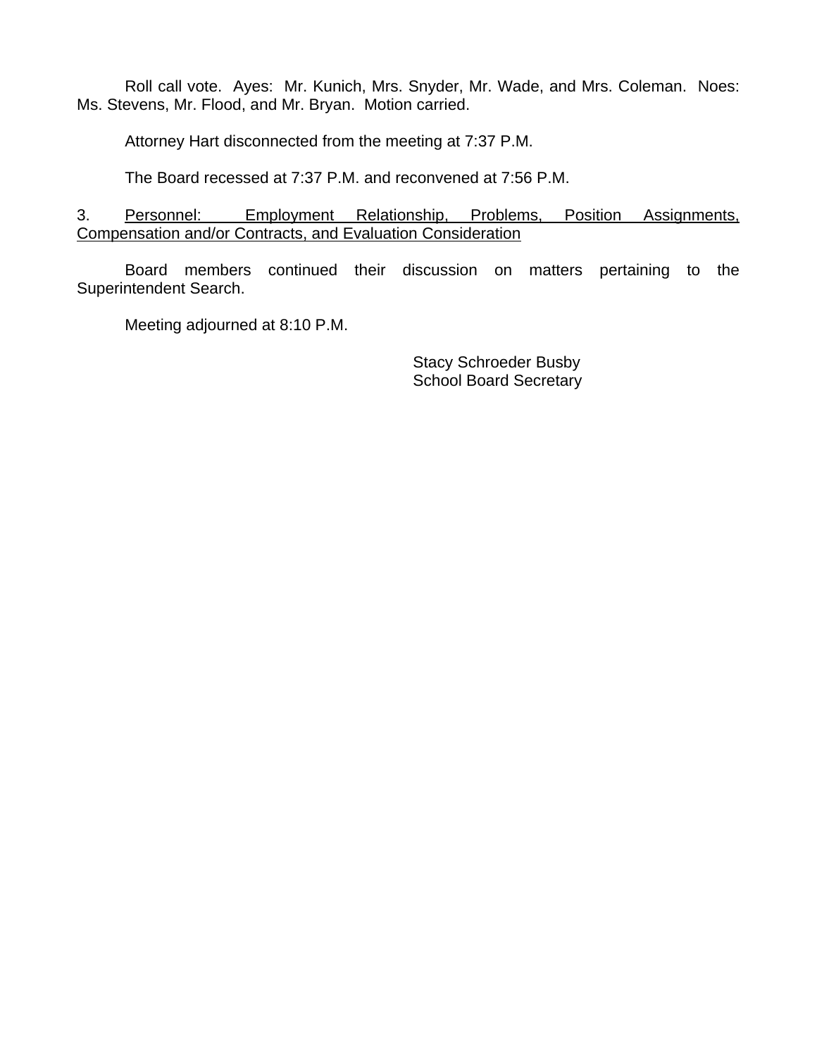Roll call vote. Ayes: Mr. Kunich, Mrs. Snyder, Mr. Wade, and Mrs. Coleman. Noes: Ms. Stevens, Mr. Flood, and Mr. Bryan. Motion carried.

Attorney Hart disconnected from the meeting at 7:37 P.M.

The Board recessed at 7:37 P.M. and reconvened at 7:56 P.M.

3. Personnel: Employment Relationship, Problems, Position Assignments, Compensation and/or Contracts, and Evaluation Consideration

Board members continued their discussion on matters pertaining to the Superintendent Search.

Meeting adjourned at 8:10 P.M.

Stacy Schroeder Busby
School Board Secretary